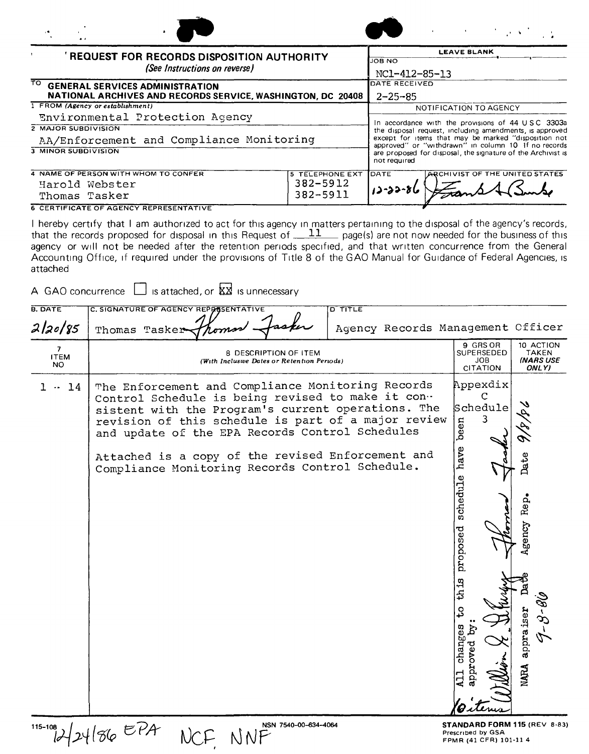# REQUEST FOR RECORDS DISPOSITION AUTHORITY

*(See Instructions on reverse)*

| | |
|---|---|
| **LEAVE BLANK** | |
| JOB NO | NC1-412-85-13 |
| DATE RECEIVED | 2-25-85 |

TO **GENERAL SERVICES ADMINISTRATION**
**NATIONAL ARCHIVES AND RECORDS SERVICE, WASHINGTON, DC 20408**

1 FROM *(Agency or establishment)*
Environmental Protection Agency

2 MAJOR SUBDIVISION
AA/Enforcement and Compliance Monitoring

3 MINOR SUBDIVISION

4 NAME OF PERSON WITH WHOM TO CONFER
Harold Webster
Thomas Tasker

5 TELEPHONE EXT
382-5912
382-5911

**NOTIFICATION TO AGENCY**

In accordance with the provisions of 44 U S C 3303a the disposal request, including amendments, is approved except for items that may be marked "disposition not approved" or "withdrawn" in column 10 If no records are proposed for disposal, the signature of the Archivist is not required

DATE: 12-22-86
ARCHIVIST OF THE UNITED STATES: [signature]

6 CERTIFICATE OF AGENCY REPRESENTATIVE

I hereby certify that I am authorized to act for this agency in matters pertaining to the disposal of the agency's records, that the records proposed for disposal in this Request of 11 page(s) are not now needed for the business of this agency or will not be needed after the retention periods specified, and that written concurrence from the General Accounting Office, if required under the provisions of Title 8 of the GAO Manual for Guidance of Federal Agencies, is attached

A GAO concurrence ☐ is attached, or ☒ is unnecessary

| B. DATE | C. SIGNATURE OF AGENCY REPRESENTATIVE | D TITLE |
|---|---|---|
| 2/20/85 | Thomas Tasker [signature] | Agency Records Management Officer |

| 7 ITEM NO | 8 DESCRIPTION OF ITEM *(With Inclusive Dates or Retention Periods)* | 9 GRS OR SUPERSEDED JOB CITATION | 10 ACTION TAKEN *(NARS USE ONLY)* |
|---|---|---|---|
| 1 - 14 | The Enforcement and Compliance Monitoring Records Control Schedule is being revised to make it consistent with the Program's current operations. The revision of this schedule is part of a major review and update of the EPA Records Control Schedules<br><br>Attached is a copy of the revised Enforcement and Compliance Monitoring Records Control Schedule. | Appexdix C Schedule 3 | |

All changes to this proposed schedule have been approved by: [signature] Agency Rep. Date 9/8/86
[signature] NARA appraiser Date 9-8-86
10 items

12/24/86 EPA NCF NNF

115-108 NSN 7540-00-634-4064

**STANDARD FORM 115** (REV 8-83)
Prescribed by GSA
FPMR (41 CFR) 101-11 4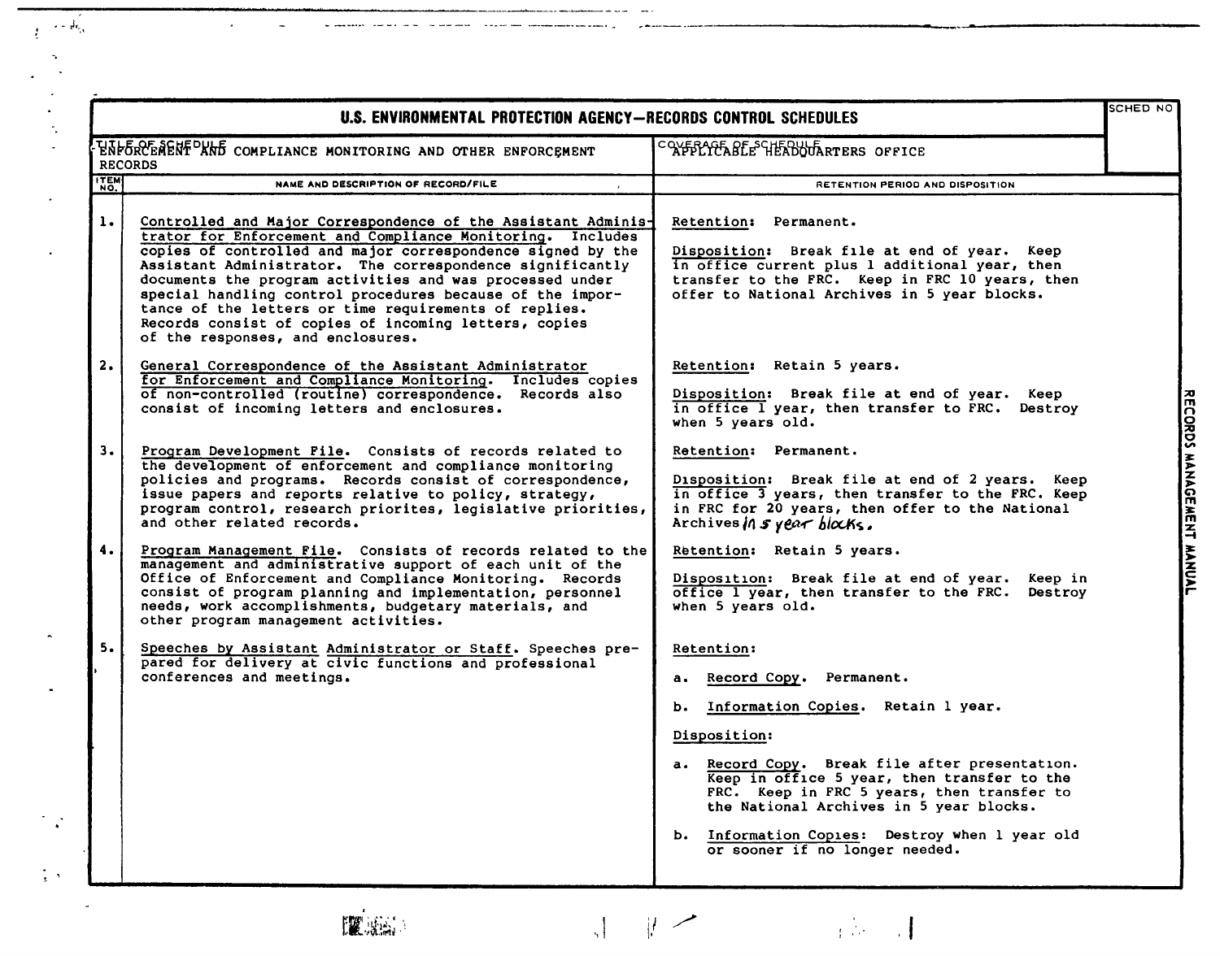## U.S. ENVIRONMENTAL PROTECTION AGENCY—RECORDS CONTROL SCHEDULES

| TITLE OF SCHEDULE | COVERAGE OF SCHEDULE | SCHED NO |
|---|---|---|
| ENFORCEMENT AND COMPLIANCE MONITORING AND OTHER ENFORCEMENT RECORDS | APPLICABLE HEADQUARTERS OFFICE | |

| ITEM NO. | NAME AND DESCRIPTION OF RECORD/FILE | RETENTION PERIOD AND DISPOSITION |
|---|---|---|
| 1. | Controlled and Major Correspondence of the Assistant Administrator for Enforcement and Compliance Monitoring. Includes copies of controlled and major correspondence signed by the Assistant Administrator. The correspondence significantly documents the program activities and was processed under special handling control procedures because of the importance of the letters or time requirements of replies. Records consist of copies of incoming letters, copies of the responses, and enclosures. | Retention: Permanent.<br><br>Disposition: Break file at end of year. Keep in office current plus 1 additional year, then transfer to the FRC. Keep in FRC 10 years, then offer to National Archives in 5 year blocks. |
| 2. | General Correspondence of the Assistant Administrator for Enforcement and Compliance Monitoring. Includes copies of non-controlled (routine) correspondence. Records also consist of incoming letters and enclosures. | Retention: Retain 5 years.<br><br>Disposition: Break file at end of year. Keep in office 1 year, then transfer to FRC. Destroy when 5 years old. |
| 3. | Program Development File. Consists of records related to the development of enforcement and compliance monitoring policies and programs. Records consist of correspondence, issue papers and reports relative to policy, strategy, program control, research priorites, legislative priorities, and other related records. | Retention: Permanent.<br><br>Disposition: Break file at end of 2 years. Keep in office 3 years, then transfer to the FRC. Keep in FRC for 20 years, then offer to the National Archives in 5 year blocks. |
| 4. | Program Management File. Consists of records related to the management and administrative support of each unit of the Office of Enforcement and Compliance Monitoring. Records consist of program planning and implementation, personnel needs, work accomplishments, budgetary materials, and other program management activities. | Retention: Retain 5 years.<br><br>Disposition: Break file at end of year. Keep in office 1 year, then transfer to the FRC. Destroy when 5 years old. |
| 5. | Speeches by Assistant Administrator or Staff. Speeches prepared for delivery at civic functions and professional conferences and meetings. | Retention:<br><br>a. Record Copy. Permanent.<br><br>b. Information Copies. Retain 1 year.<br><br>Disposition:<br><br>a. Record Copy. Break file after presentation. Keep in office 5 year, then transfer to the FRC. Keep in FRC 5 years, then transfer to the National Archives in 5 year blocks.<br><br>b. Information Copies: Destroy when 1 year old or sooner if no longer needed. |

RECORDS MANAGEMENT MANUAL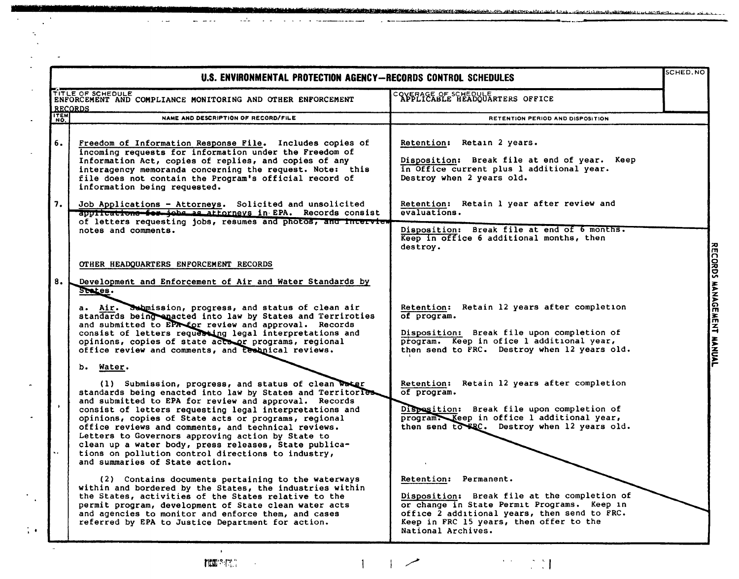# U.S. ENVIRONMENTAL PROTECTION AGENCY—RECORDS CONTROL SCHEDULES

| TITLE OF SCHEDULE | COVERAGE OF SCHEDULE | SCHED. NO |
|---|---|---|
| ENFORCEMENT AND COMPLIANCE MONITORING AND OTHER ENFORCEMENT RECORDS | APPLICABLE HEADQUARTERS OFFICE | |

| ITEM NO. | NAME AND DESCRIPTION OF RECORD/FILE | RETENTION PERIOD AND DISPOSITION |
|---|---|---|
| 6. | Freedom of Information Response File. Includes copies of incoming requests for information under the Freedom of Information Act, copies of replies, and copies of any interagency memoranda concerning the request. Note: this file does not contain the Program's official record of information being requested. | Retention: Retain 2 years.<br><br>Disposition: Break file at end of year. Keep in Office current plus 1 additional year. Destroy when 2 years old. |
| 7. | Job Applications - Attorneys. Solicited and unsolicited applications for jobs as attorneys in EPA. Records consist of letters requesting jobs, resumes and photos, and interview notes and comments. | Retention: Retain 1 year after review and evaluations.<br><br>Disposition: Break file at end of 6 months. Keep in office 6 additional months, then destroy. |
| | OTHER HEADQUARTERS ENFORCEMENT RECORDS | |
| 8. | Development and Enforcement of Air and Water Standards by States. | |
| | a. Air. Submission, progress, and status of clean air standards being enacted into law by States and Terriroties and submitted to EPA for review and approval. Records consist of letters requesting legal interpretations and opinions, copies of state acts or programs, regional office review and comments, and technical reviews. | Retention: Retain 12 years after completion of program.<br><br>Disposition: Break file upon completion of program. Keep in ofice 1 additional year, then send to FRC. Destroy when 12 years old. |
| | b. Water. | |
| | (1) Submission, progress, and status of clean water standards being enacted into law by States and Territories and submitted to EPA for review and approval. Records consist of letters requesting legal interpretations and opinions, copies of State acts or programs, regional office reviews and comments, and technical reviews. Letters to Governors approving action by State to clean up a water body, press releases, State publications on pollution control directions to industry, and summaries of State action. | Retention: Retain 12 years after completion of program.<br><br>Disposition: Break file upon completion of program. Keep in office 1 additional year, then send to FRC. Destroy when 12 years old. |
| | (2) Contains documents pertaining to the waterways within and bordered by the States, the industries within the States, activities of the States relative to the permit program, development of State clean water acts and agencies to monitor and enforce them, and cases referred by EPA to Justice Department for action. | Retention: Permanent.<br><br>Disposition: Break file at the completion of or change in State Permit Programs. Keep in office 2 additional years, then send to FRC. Keep in FRC 15 years, then offer to the National Archives. |

RECORDS MANAGEMENT MANUAL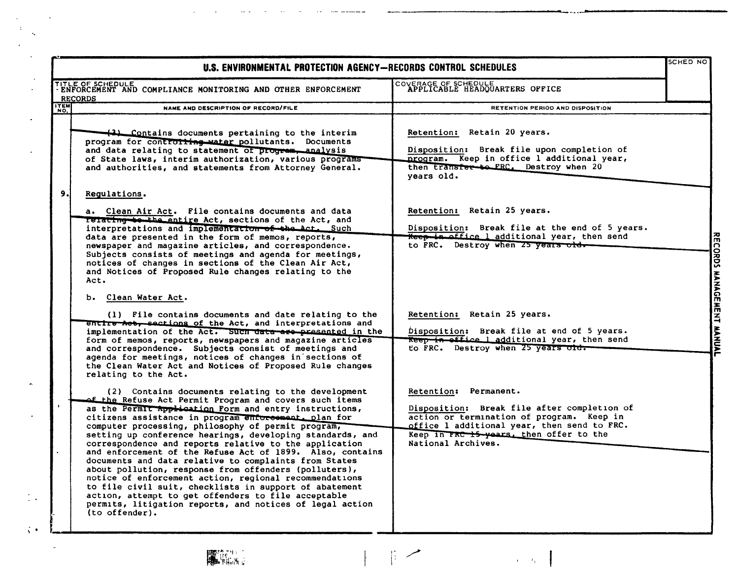# U.S. ENVIRONMENTAL PROTECTION AGENCY—RECORDS CONTROL SCHEDULES

| TITLE OF SCHEDULE | COVERAGE OF SCHEDULE | SCHED NO |
|---|---|---|
| ENFORCEMENT AND COMPLIANCE MONITORING AND OTHER ENFORCEMENT RECORDS | APPLICABLE HEADQUARTERS OFFICE | |

| ITEM NO. | NAME AND DESCRIPTION OF RECORD/FILE | RETENTION PERIOD AND DISPOSITION |
|---|---|---|
| | (3) Contains documents pertaining to the interim program for controlling water pollutants. Documents and data relating to statement of program, analysis of State laws, interim authorization, various programs and authorities, and statements from Attorney General. | Retention: Retain 20 years.<br><br>Disposition: Break file upon completion of program. Keep in office 1 additional year, then transfer to FRC. Destroy when 20 years old. |
| 9. | Regulations. | |
| | a. Clean Air Act. File contains documents and data relating to the entire Act, sections of the Act, and interpretations and implementation of the Act. Such data are presented in the form of memos, reports, newspaper and magazine articles, and correspondence. Subjects consists of meetings and agenda for meetings, notices of changes in sections of the Clean Air Act, and Notices of Proposed Rule changes relating to the Act. | Retention: Retain 25 years.<br><br>Disposition: Break file at the end of 5 years. Keep in office 1 additional year, then send to FRC. Destroy when 25 years old. |
| | b. Clean Water Act. | |
| | (1) File contains documents and date relating to the entire Act, sections of the Act, and interpretations and implementation of the Act. Such data are presented in the form of memos, reports, newspapers and magazine articles and correspondence. Subjects consist of meetings and agenda for meetings, notices of changes in sections of the Clean Water Act and Notices of Proposed Rule changes relating to the Act. | Retention: Retain 25 years.<br><br>Disposition: Break file at end of 5 years. Keep in office 1 additional year, then send to FRC. Destroy when 25 years old. |
| | (2) Contains documents relating to the development of the Refuse Act Permit Program and covers such items as the Permit Application Form and entry instructions, citizens assistance in program enforcement, plan for computer processing, philosophy of permit program, setting up conference hearings, developing standards, and correspondence and reports relative to the application and enforcement of the Refuse Act of 1899. Also, contains documents and data relative to complaints from States about pollution, response from offenders (polluters), notice of enforcement action, regional recommendations to file civil suit, checklists in support of abatement action, attempt to get offenders to file acceptable permits, litigation reports, and notices of legal action (to offender). | Retention: Permanent.<br><br>Disposition: Break file after completion of action or termination of program. Keep in office 1 additional year, then send to FRC. Keep in FRC 15 years, then offer to the National Archives. |

RECORDS MANAGEMENT MANUAL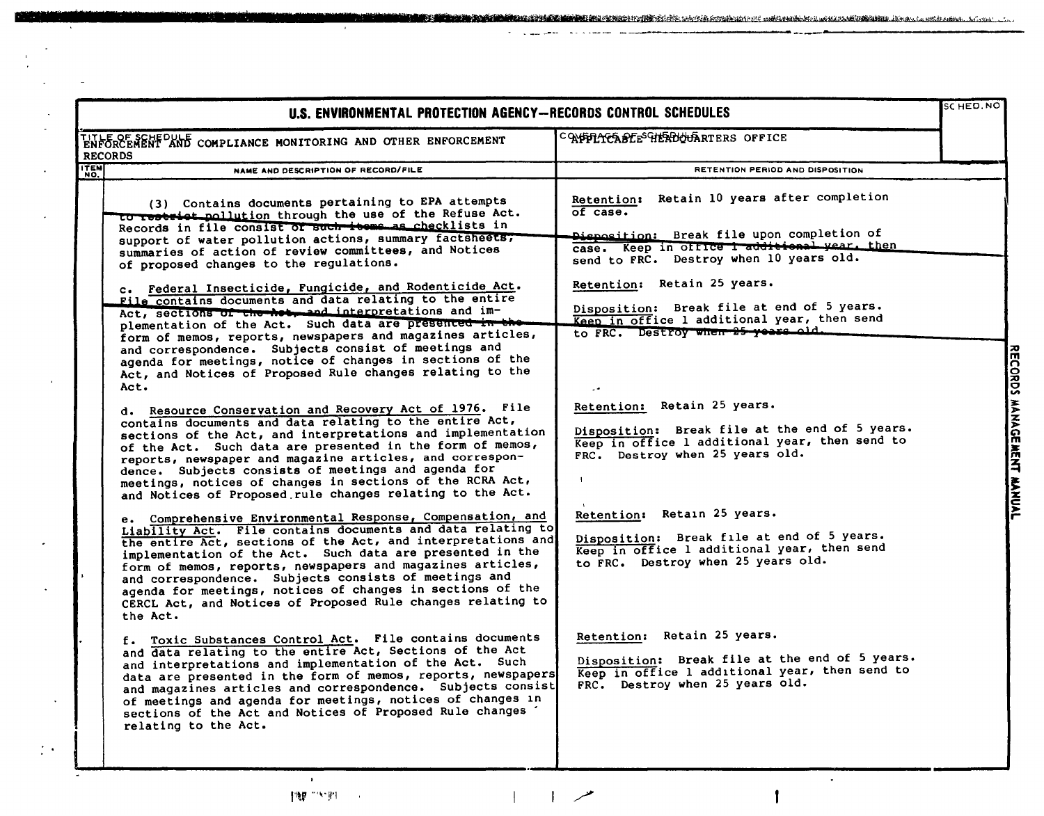# U.S. ENVIRONMENTAL PROTECTION AGENCY—RECORDS CONTROL SCHEDULES

| TITLE OF SCHEDULE | COVERAGE OF SCHEDULE | SCHED. NO |
|---|---|---|
| ENFORCEMENT AND COMPLIANCE MONITORING AND OTHER ENFORCEMENT RECORDS | APPLICABLE HEADQUARTERS OFFICE | |

| ITEM NO. | NAME AND DESCRIPTION OF RECORD/FILE | RETENTION PERIOD AND DISPOSITION |
|---|---|---|
| | (3) Contains documents pertaining to EPA attempts to restrict pollution through the use of the Refuse Act. Records in file consist of such items as checklists in support of water pollution actions, summary factsheets, summaries of action of review committees, and Notices of proposed changes to the regulations. | Retention: Retain 10 years after completion of case. Disposition: Break file upon completion of case. Keep in office 1 additional year, then send to FRC. Destroy when 10 years old. |
| | c. Federal Insecticide, Fungicide, and Rodenticide Act. File contains documents and data relating to the entire Act, sections of the Act, and interpretations and implementation of the Act. Such data are presented in the form of memos, reports, newspapers and magazines articles, and correspondence. Subjects consist of meetings and agenda for meetings, notice of changes in sections of the Act, and Notices of Proposed Rule changes relating to the Act. | Retention: Retain 25 years. Disposition: Break file at end of 5 years. Keep in office 1 additional year, then send to FRC. Destroy when 25 years old. |
| | d. Resource Conservation and Recovery Act of 1976. File contains documents and data relating to the entire Act, sections of the Act, and interpretations and implementation of the Act. Such data are presented in the form of memos, reports, newspaper and magazine articles, and correspondence. Subjects consists of meetings and agenda for meetings, notices of changes in sections of the RCRA Act, and Notices of Proposed rule changes relating to the Act. | Retention: Retain 25 years. Disposition: Break file at the end of 5 years. Keep in office 1 additional year, then send to FRC. Destroy when 25 years old. |
| | e. Comprehensive Environmental Response, Compensation, and Liability Act. File contains documents and data relating to the entire Act, sections of the Act, and interpretations and implementation of the Act. Such data are presented in the form of memos, reports, newspapers and magazines articles, and correspondence. Subjects consists of meetings and agenda for meetings, notices of changes in sections of the CERCL Act, and Notices of Proposed Rule changes relating to the Act. | Retention: Retain 25 years. Disposition: Break file at end of 5 years. Keep in office 1 additional year, then send to FRC. Destroy when 25 years old. |
| | f. Toxic Substances Control Act. File contains documents and data relating to the entire Act, Sections of the Act and interpretations and implementation of the Act. Such data are presented in the form of memos, reports, newspapers and magazines articles and correspondence. Subjects consist of meetings and agenda for meetings, notices of changes in sections of the Act and Notices of Proposed Rule changes relating to the Act. | Retention: Retain 25 years. Disposition: Break file at the end of 5 years. Keep in office 1 additional year, then send to FRC. Destroy when 25 years old. |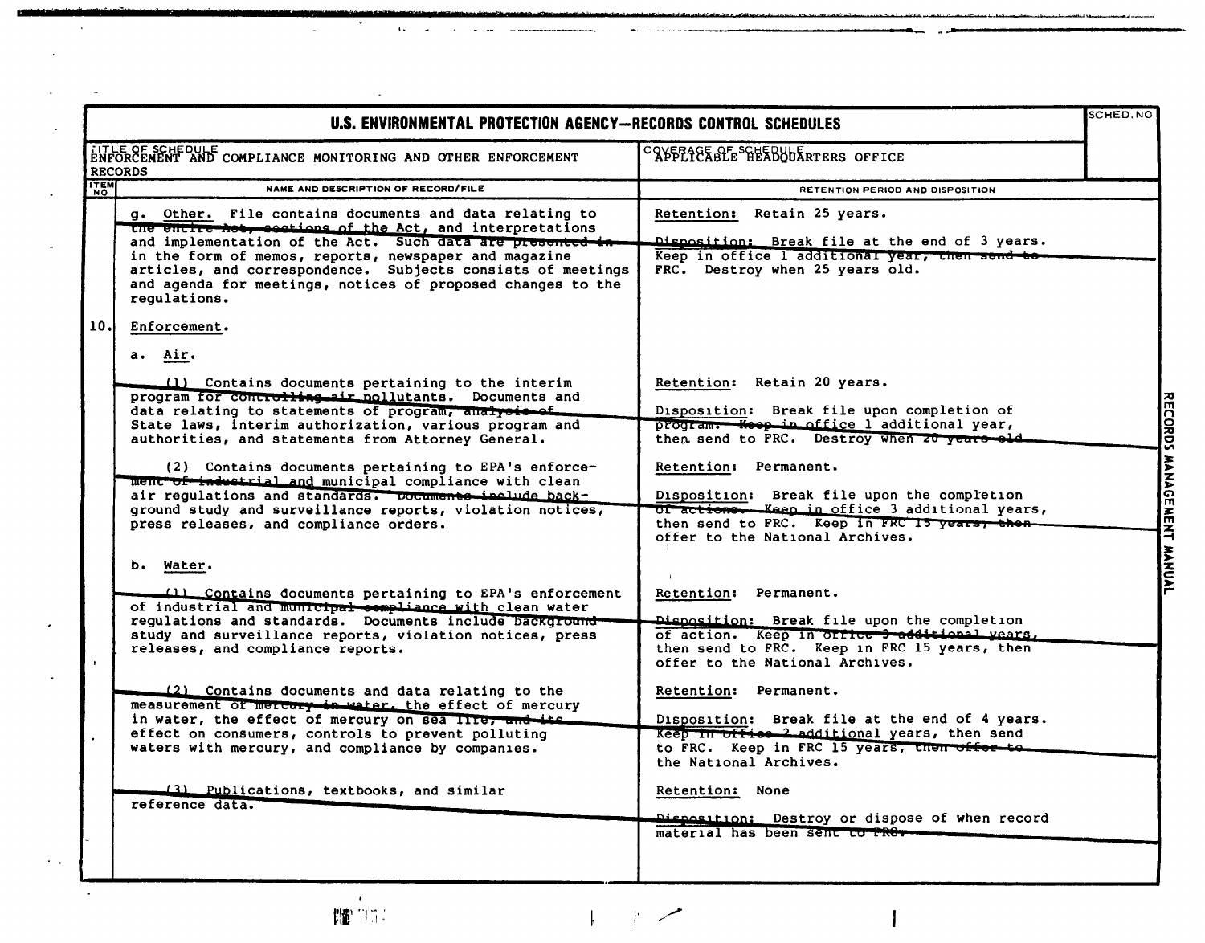## U.S. ENVIRONMENTAL PROTECTION AGENCY—RECORDS CONTROL SCHEDULES

| TITLE OF SCHEDULE | COVERAGE OF SCHEDULE | SCHED. NO |
|---|---|---|
| ENFORCEMENT AND COMPLIANCE MONITORING AND OTHER ENFORCEMENT RECORDS | APPLICABLE HEADQUARTERS OFFICE | |

| ITEM NO | NAME AND DESCRIPTION OF RECORD/FILE | RETENTION PERIOD AND DISPOSITION |
|---|---|---|
| | g. Other. File contains documents and data relating to the entire Act, sections of the Act, and interpretations and implementation of the Act. Such data are presented in in the form of memos, reports, newspaper and magazine articles, and correspondence. Subjects consists of meetings and agenda for meetings, notices of proposed changes to the regulations. | Retention: Retain 25 years.<br><br>Disposition: Break file at the end of 3 years. Keep in office 1 additional year, then send to FRC. Destroy when 25 years old. |
| 10. | Enforcement. | |
| | a. Air. | |
| | (1) Contains documents pertaining to the interim program for controlling air pollutants. Documents and data relating to statements of program, analysis of State laws, interim authorization, various program and authorities, and statements from Attorney General. | Retention: Retain 20 years.<br><br>Disposition: Break file upon completion of program. Keep in office 1 additional year, then send to FRC. Destroy when 20 years old. |
| | (2) Contains documents pertaining to EPA's enforcement of industrial and municipal compliance with clean air regulations and standards. Documents include background study and surveillance reports, violation notices, press releases, and compliance orders. | Retention: Permanent.<br><br>Disposition: Break file upon the completion of actions. Keep in office 3 additional years, then send to FRC. Keep in FRC 15 years, then offer to the National Archives. |
| | b. Water. | |
| | (1) Contains documents pertaining to EPA's enforcement of industrial and municipal compliance with clean water regulations and standards. Documents include background study and surveillance reports, violation notices, press releases, and compliance reports. | Retention: Permanent.<br><br>Disposition: Break file upon the completion of action. Keep in office 3 additional years, then send to FRC. Keep in FRC 15 years, then offer to the National Archives. |
| | (2) Contains documents and data relating to the measurement of mercury in water, the effect of mercury in water, the effect of mercury on sea life, and its effect on consumers, controls to prevent polluting waters with mercury, and compliance by companies. | Retention: Permanent.<br><br>Disposition: Break file at the end of 4 years. Keep in office 2 additional years, then send to FRC. Keep in FRC 15 years, then offer to the National Archives. |
| | (3) Publications, textbooks, and similar reference data. | Retention: None<br><br>Disposition: Destroy or dispose of when record material has been sent to FRC. |

RECORDS MANAGEMENT MANUAL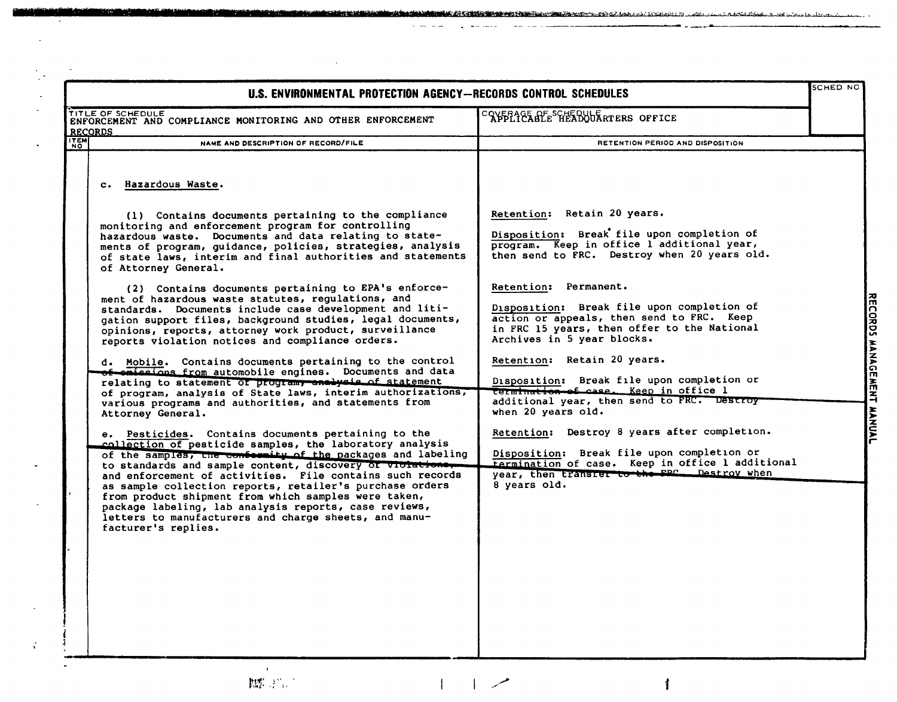# U.S. ENVIRONMENTAL PROTECTION AGENCY—RECORDS CONTROL SCHEDULES

| TITLE OF SCHEDULE | COVERAGE OF SCHEDULE | SCHED NO |
|---|---|---|
| ENFORCEMENT AND COMPLIANCE MONITORING AND OTHER ENFORCEMENT RECORDS | APPLICABLE HEADQUARTERS OFFICE | |

| ITEM NO | NAME AND DESCRIPTION OF RECORD/FILE | RETENTION PERIOD AND DISPOSITION |
|---|---|---|
| | c. Hazardous Waste. | |
| | (1) Contains documents pertaining to the compliance monitoring and enforcement program for controlling hazardous waste. Documents and data relating to statements of program, guidance, policies, strategies, analysis of state laws, interim and final authorities and statements of Attorney General. | Retention: Retain 20 years.<br><br>Disposition: Break file upon completion of program. Keep in office 1 additional year, then send to FRC. Destroy when 20 years old. |
| | (2) Contains documents pertaining to EPA's enforcement of hazardous waste statutes, regulations, and standards. Documents include case development and litigation support files, background studies, legal documents, opinions, reports, attorney work product, surveillance reports violation notices and compliance orders. | Retention: Permanent.<br><br>Disposition: Break file upon completion of action or appeals, then send to FRC. Keep in FRC 15 years, then offer to the National Archives in 5 year blocks. |
| | d. Mobile. Contains documents pertaining to the control of emissions from automobile engines. Documents and data relating to statement of program, analysis of statement of program, analysis of State laws, interim authorizations, various programs and authorities, and statements from Attorney General. | Retention: Retain 20 years.<br><br>Disposition: Break file upon completion or termination of case. Keep in office 1 additional year, then send to FRC. Destroy when 20 years old. |
| | e. Pesticides. Contains documents pertaining to the collection of pesticide samples, the laboratory analysis of the samples, the conformity of the packages and labeling to standards and sample content, discovery of violations, and enforcement of activities. File contains such records as sample collection reports, retailer's purchase orders from product shipment from which samples were taken, package labeling, lab analysis reports, case reviews, letters to manufacturers and charge sheets, and manufacturer's replies. | Retention: Destroy 8 years after completion.<br><br>Disposition: Break file upon completion or termination of case. Keep in office 1 additional year, then transfer to the FRC. Destroy when 8 years old. |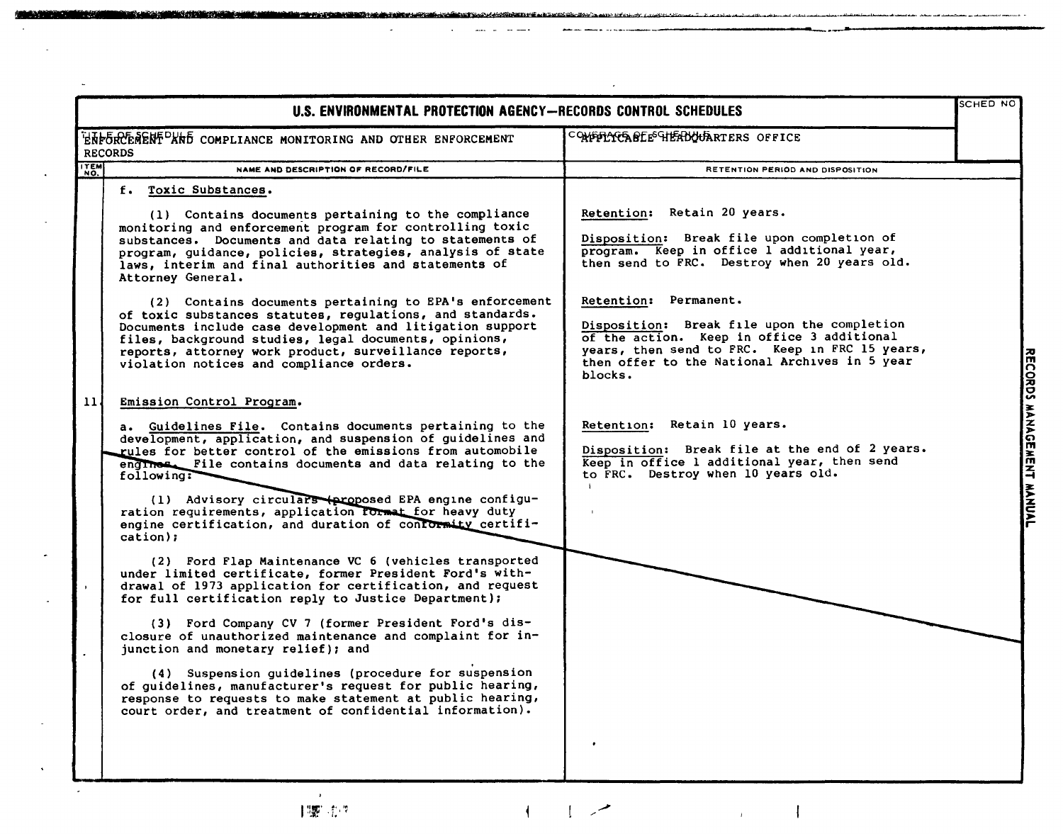# U.S. ENVIRONMENTAL PROTECTION AGENCY—RECORDS CONTROL SCHEDULES

| TITLE OF SCHEDULE | COVERAGE OF SCHEDULE | SCHED NO |
|---|---|---|
| ENFORCEMENT AND COMPLIANCE MONITORING AND OTHER ENFORCEMENT RECORDS | APPLICABLE HEADQUARTERS OFFICE | |

| ITEM NO. | NAME AND DESCRIPTION OF RECORD/FILE | RETENTION PERIOD AND DISPOSITION |
|---|---|---|
| | f. Toxic Substances. | |
| | (1) Contains documents pertaining to the compliance monitoring and enforcement program for controlling toxic substances. Documents and data relating to statements of program, guidance, policies, strategies, analysis of state laws, interim and final authorities and statements of Attorney General. | Retention: Retain 20 years.<br><br>Disposition: Break file upon completion of program. Keep in office 1 additional year, then send to FRC. Destroy when 20 years old. |
| | (2) Contains documents pertaining to EPA's enforcement of toxic substances statutes, regulations, and standards. Documents include case development and litigation support files, background studies, legal documents, opinions, reports, attorney work product, surveillance reports, violation notices and compliance orders. | Retention: Permanent.<br><br>Disposition: Break file upon the completion of the action. Keep in office 3 additional years, then send to FRC. Keep in FRC 15 years, then offer to the National Archives in 5 year blocks. |
| 11. | Emission Control Program. | |
| | a. Guidelines File. Contains documents pertaining to the development, application, and suspension of guidelines and rules for better control of the emissions from automobile engines. File contains documents and data relating to the following:<br><br>(1) Advisory circulars (proposed EPA engine configuration requirements, application format for heavy duty engine certification, and duration of conformity certification);<br><br>(2) Ford Flap Maintenance VC 6 (vehicles transported under limited certificate, former President Ford's withdrawal of 1973 application for certification, and request for full certification reply to Justice Department);<br><br>(3) Ford Company CV 7 (former President Ford's disclosure of unauthorized maintenance and complaint for injunction and monetary relief); and<br><br>(4) Suspension guidelines (procedure for suspension of guidelines, manufacturer's request for public hearing, response to requests to make statement at public hearing, court order, and treatment of confidential information). | Retention: Retain 10 years.<br><br>Disposition: Break file at the end of 2 years. Keep in office 1 additional year, then send to FRC. Destroy when 10 years old. |

RECORDS MANAGEMENT MANUAL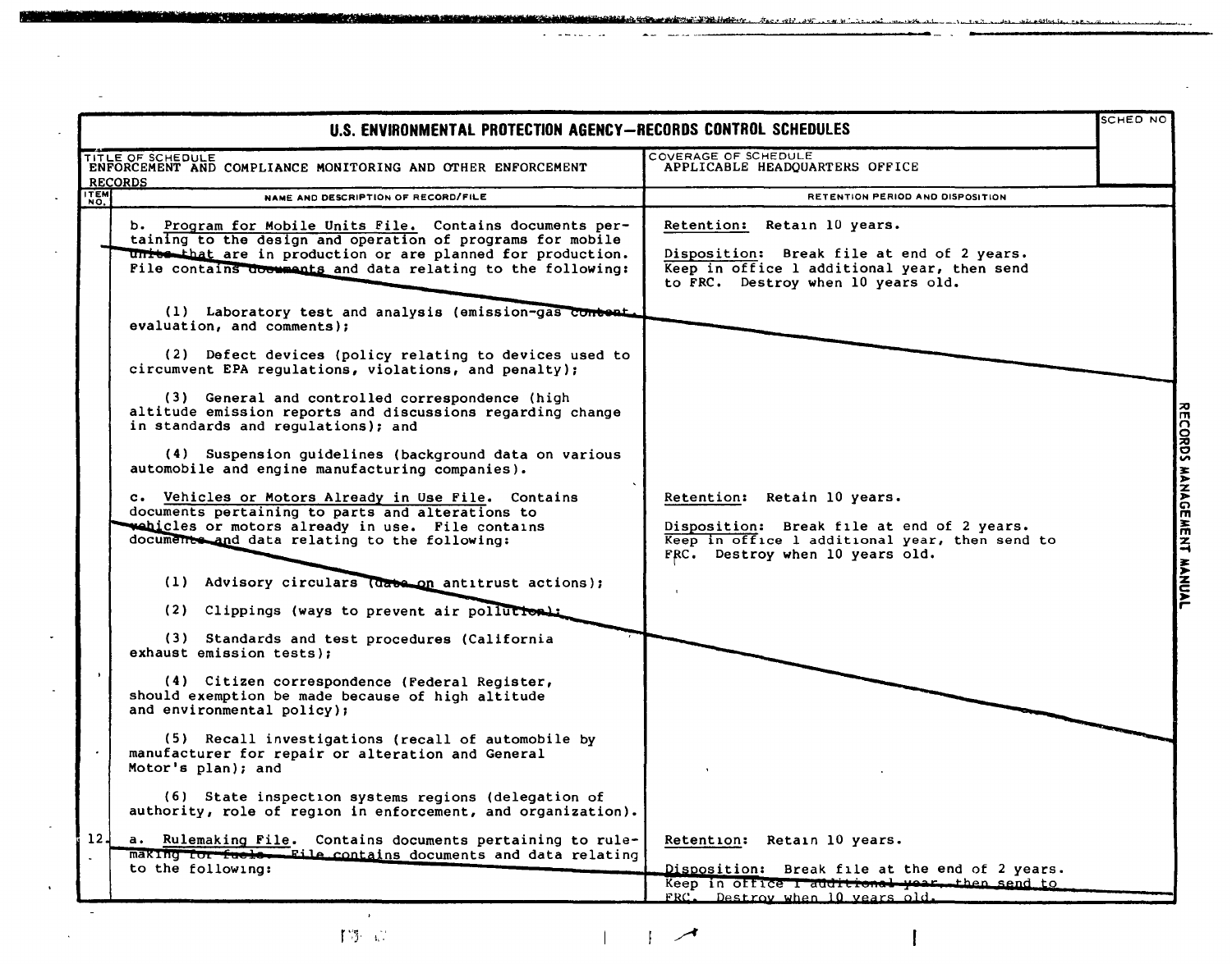# U.S. ENVIRONMENTAL PROTECTION AGENCY—RECORDS CONTROL SCHEDULES

| TITLE OF SCHEDULE | COVERAGE OF SCHEDULE | SCHED NO |
|---|---|---|
| ENFORCEMENT AND COMPLIANCE MONITORING AND OTHER ENFORCEMENT RECORDS | APPLICABLE HEADQUARTERS OFFICE | |

| ITEM NO. | NAME AND DESCRIPTION OF RECORD/FILE | RETENTION PERIOD AND DISPOSITION |
|---|---|---|
| | b. Program for Mobile Units File. Contains documents pertaining to the design and operation of programs for mobile units that are in production or are planned for production. File contains documents and data relating to the following:<br><br>(1) Laboratory test and analysis (emission-gas content, evaluation, and comments);<br><br>(2) Defect devices (policy relating to devices used to circumvent EPA regulations, violations, and penalty);<br><br>(3) General and controlled correspondence (high altitude emission reports and discussions regarding change in standards and regulations); and<br><br>(4) Suspension guidelines (background data on various automobile and engine manufacturing companies). | Retention: Retain 10 years.<br><br>Disposition: Break file at end of 2 years. Keep in office 1 additional year, then send to FRC. Destroy when 10 years old. |
| | c. Vehicles or Motors Already in Use File. Contains documents pertaining to parts and alterations to vehicles or motors already in use. File contains documents and data relating to the following:<br><br>(1) Advisory circulars (data on antitrust actions);<br><br>(2) Clippings (ways to prevent air pollution);<br><br>(3) Standards and test procedures (California exhaust emission tests);<br><br>(4) Citizen correspondence (Federal Register, should exemption be made because of high altitude and environmental policy);<br><br>(5) Recall investigations (recall of automobile by manufacturer for repair or alteration and General Motor's plan); and<br><br>(6) State inspection systems regions (delegation of authority, role of region in enforcement, and organization). | Retention: Retain 10 years.<br><br>Disposition: Break file at end of 2 years. Keep in office 1 additional year, then send to FRC. Destroy when 10 years old. |
| 12. | a. Rulemaking File. Contains documents pertaining to rulemaking for fuels. File contains documents and data relating to the following: | Retention: Retain 10 years.<br><br>Disposition: Break file at the end of 2 years. Keep in office 1 additional year, then send to FRC. Destroy when 10 years old. |

RECORDS MANAGEMENT MANUAL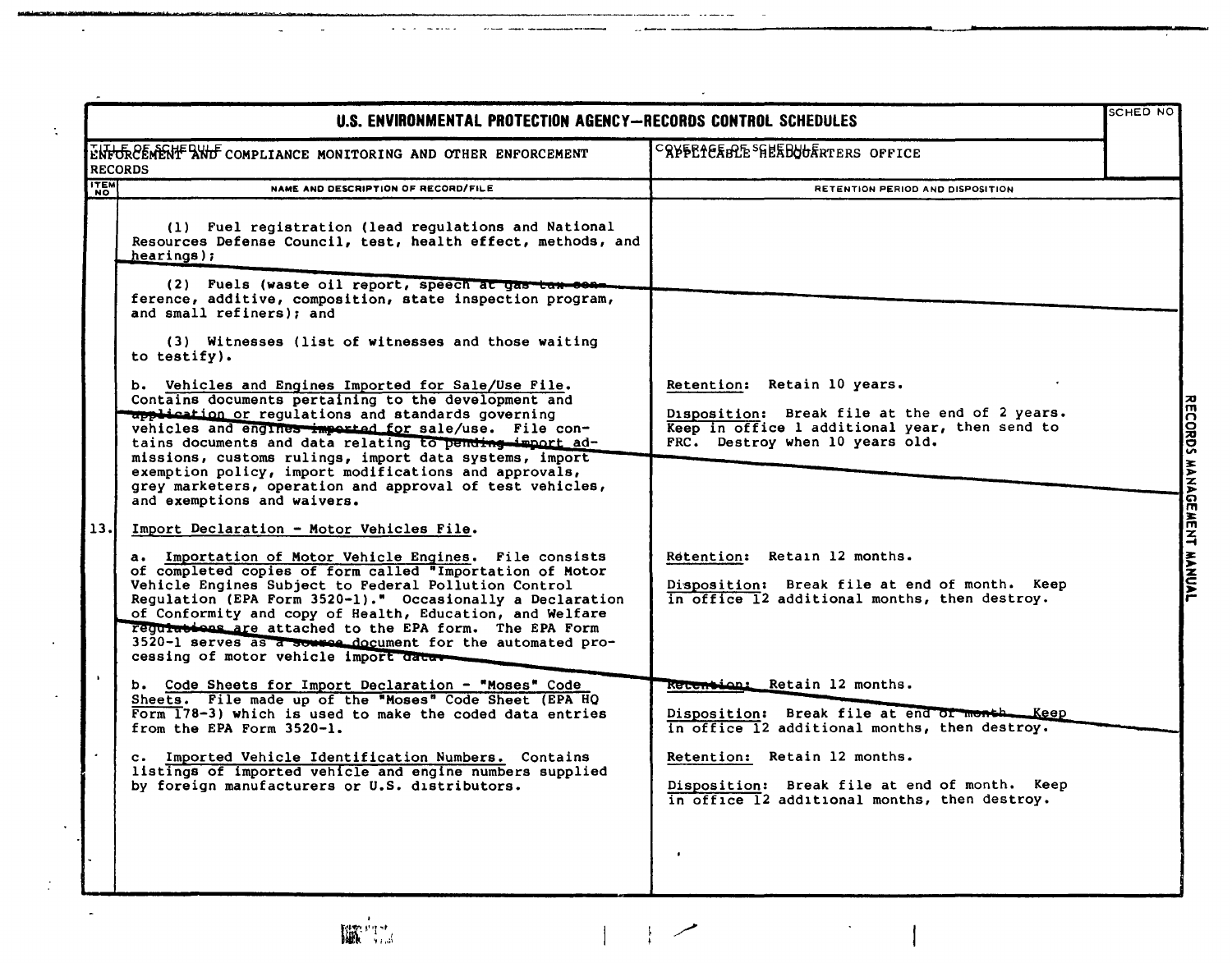# U.S. ENVIRONMENTAL PROTECTION AGENCY—RECORDS CONTROL SCHEDULES

| TITLE OF SCHEDULE | COVERAGE OF SCHEDULE | SCHED NO |
|---|---|---|
| ENFORCEMENT AND COMPLIANCE MONITORING AND OTHER ENFORCEMENT RECORDS | APPLICABLE HEADQUARTERS OFFICE | |

| ITEM NO | NAME AND DESCRIPTION OF RECORD/FILE | RETENTION PERIOD AND DISPOSITION |
|---|---|---|
| | (1) Fuel registration (lead regulations and National Resources Defense Council, test, health effect, methods, and hearings); | |
| | (2) Fuels (waste oil report, speech at gas tax conference, additive, composition, state inspection program, and small refiners); and | |
| | (3) Witnesses (list of witnesses and those waiting to testify). | |
| | b. Vehicles and Engines Imported for Sale/Use File. Contains documents pertaining to the development and application or regulations and standards governing vehicles and engines imported for sale/use. File contains documents and data relating to pending import admissions, customs rulings, import data systems, import exemption policy, import modifications and approvals, grey marketers, operation and approval of test vehicles, and exemptions and waivers. | Retention: Retain 10 years.<br><br>Disposition: Break file at the end of 2 years. Keep in office 1 additional year, then send to FRC. Destroy when 10 years old. |
| 13. | Import Declaration - Motor Vehicles File. | |
| | a. Importation of Motor Vehicle Engines. File consists of completed copies of form called "Importation of Motor Vehicle Engines Subject to Federal Pollution Control Regulation (EPA Form 3520-1)." Occasionally a Declaration of Conformity and copy of Health, Education, and Welfare regulations are attached to the EPA form. The EPA Form 3520-1 serves as a source document for the automated processing of motor vehicle import data. | Retention: Retain 12 months.<br><br>Disposition: Break file at end of month. Keep in office 12 additional months, then destroy. |
| | b. Code Sheets for Import Declaration - "Moses" Code Sheets. File made up of the "Moses" Code Sheet (EPA HQ Form 178-3) which is used to make the coded data entries from the EPA Form 3520-1. | Retention: Retain 12 months.<br><br>Disposition: Break file at end of month. Keep in office 12 additional months, then destroy. |
| | c. Imported Vehicle Identification Numbers. Contains listings of imported vehicle and engine numbers supplied by foreign manufacturers or U.S. distributors. | Retention: Retain 12 months.<br><br>Disposition: Break file at end of month. Keep in office 12 additional months, then destroy. |

RECORDS MANAGEMENT MANUAL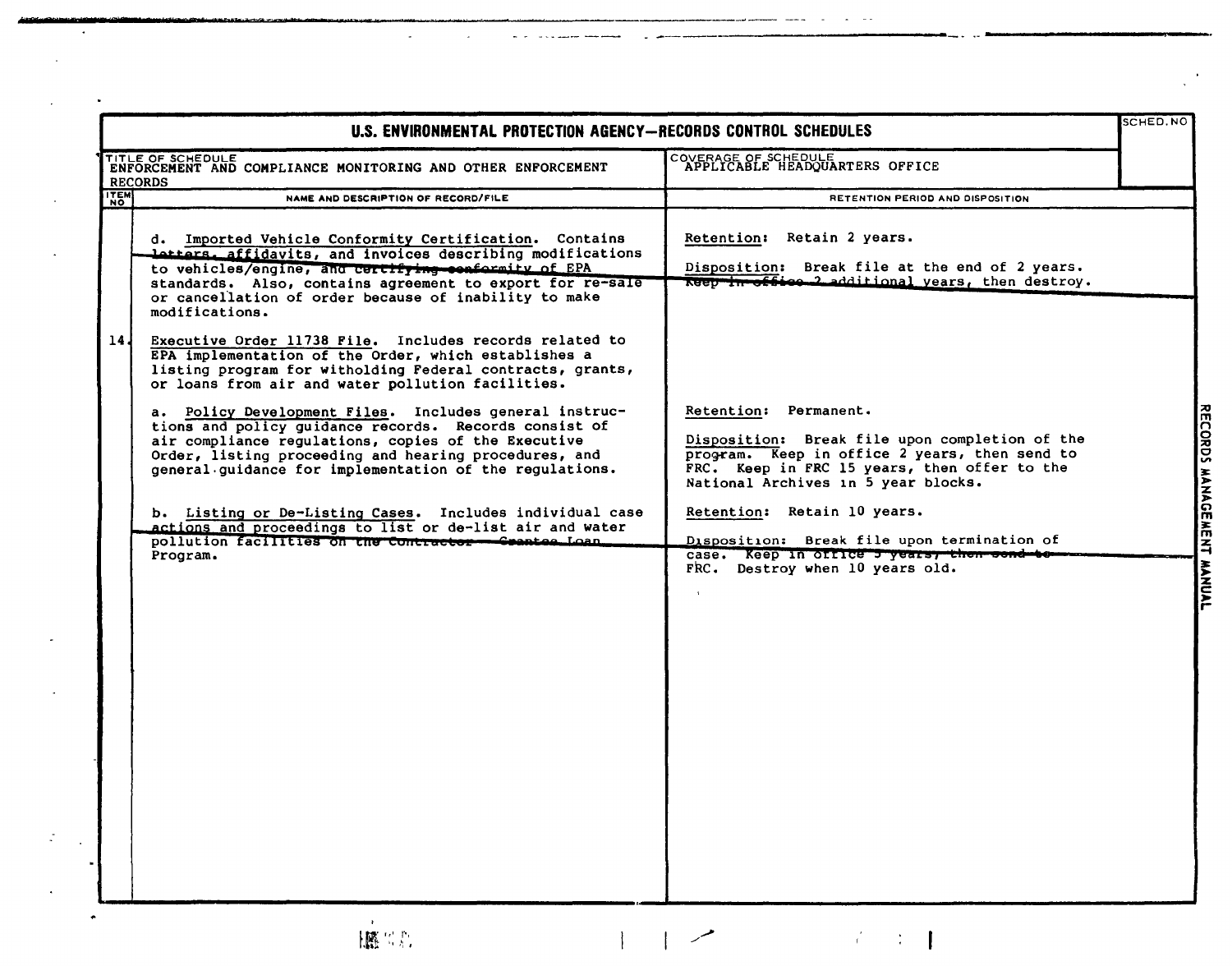# U.S. ENVIRONMENTAL PROTECTION AGENCY—RECORDS CONTROL SCHEDULES

| TITLE OF SCHEDULE | COVERAGE OF SCHEDULE | SCHED. NO |
|---|---|---|
| ENFORCEMENT AND COMPLIANCE MONITORING AND OTHER ENFORCEMENT RECORDS | APPLICABLE HEADQUARTERS OFFICE | |

| ITEM NO | NAME AND DESCRIPTION OF RECORD/FILE | RETENTION PERIOD AND DISPOSITION |
|---|---|---|
| | d. Imported Vehicle Conformity Certification. Contains letters, affidavits, and invoices describing modifications to vehicles/engine, and certifying conformity of EPA standards. Also, contains agreement to export for re-sale or cancellation of order because of inability to make modifications. | Retention: Retain 2 years.<br><br>Disposition: Break file at the end of 2 years. Keep in office 2 additional years, then destroy. |
| 14. | Executive Order 11738 File. Includes records related to EPA implementation of the Order, which establishes a listing program for witholding Federal contracts, grants, or loans from air and water pollution facilities. | |
| | a. Policy Development Files. Includes general instructions and policy guidance records. Records consist of air compliance regulations, copies of the Executive Order, listing proceeding and hearing procedures, and general guidance for implementation of the regulations. | Retention: Permanent.<br><br>Disposition: Break file upon completion of the program. Keep in office 2 years, then send to FRC. Keep in FRC 15 years, then offer to the National Archives in 5 year blocks. |
| | b. Listing or De-Listing Cases. Includes individual case actions and proceedings to list or de-list air and water pollution facilities on the Contractor - Grantee Loan Program. | Retention: Retain 10 years.<br><br>Disposition: Break file upon termination of case. Keep in office 5 years, then send to FRC. Destroy when 10 years old. |

RECORDS MANAGEMENT MANUAL